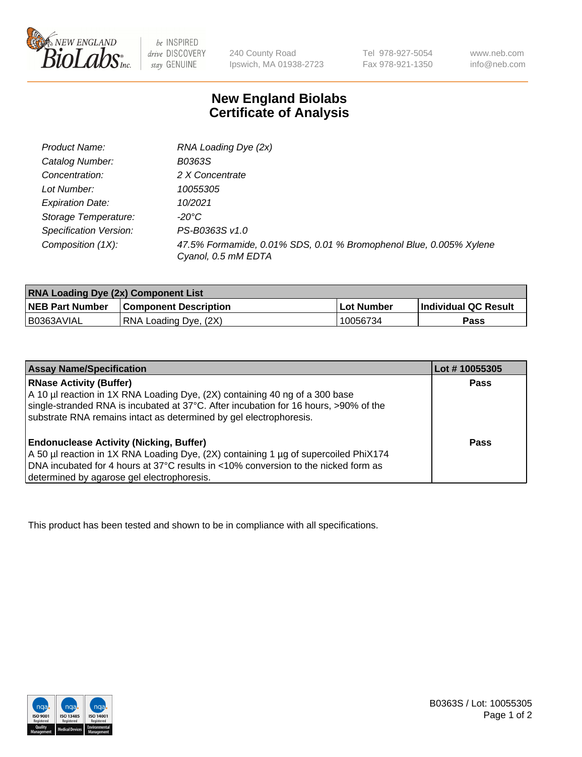240 County Road
Ipswich, MA 01938-2723

Tel 978-927-5054
Fax 978-921-1350

www.neb.com
info@neb.com

# New England Biolabs Certificate of Analysis

| | |
|---|---|
| *Product Name:* | *RNA Loading Dye (2x)* |
| *Catalog Number:* | *B0363S* |
| *Concentration:* | *2 X Concentrate* |
| *Lot Number:* | *10055305* |
| *Expiration Date:* | *10/2021* |
| *Storage Temperature:* | *-20°C* |
| *Specification Version:* | *PS-B0363S v1.0* |
| *Composition (1X):* | *47.5% Formamide, 0.01% SDS, 0.01 % Bromophenol Blue, 0.005% Xylene Cyanol, 0.5 mM EDTA* |

| **RNA Loading Dye (2x) Component List** | | | |
|---|---|---|---|
| **NEB Part Number** | **Component Description** | **Lot Number** | **Individual QC Result** |
| B0363AVIAL | RNA Loading Dye, (2X) | 10056734 | **Pass** |

| **Assay Name/Specification** | **Lot # 10055305** |
|---|---|
| **RNase Activity (Buffer)** A 10 µl reaction in 1X RNA Loading Dye, (2X) containing 40 ng of a 300 base single-stranded RNA is incubated at 37°C. After incubation for 16 hours, >90% of the substrate RNA remains intact as determined by gel electrophoresis. | **Pass** |
| **Endonuclease Activity (Nicking, Buffer)** A 50 µl reaction in 1X RNA Loading Dye, (2X) containing 1 µg of supercoiled PhiX174 DNA incubated for 4 hours at 37°C results in <10% conversion to the nicked form as determined by agarose gel electrophoresis. | **Pass** |

This product has been tested and shown to be in compliance with all specifications.

B0363S / Lot: 10055305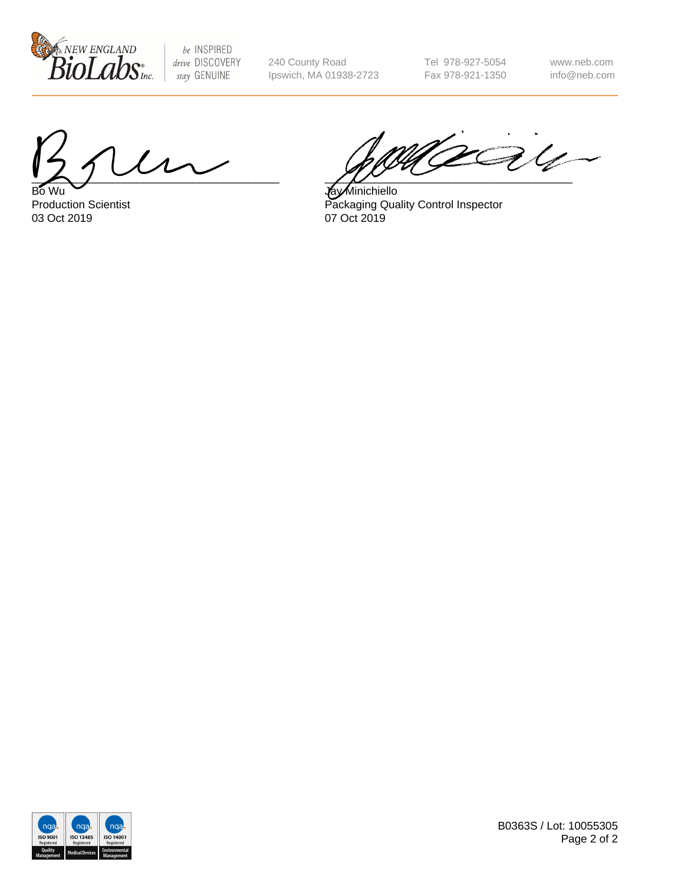Bo Wu
Production Scientist
03 Oct 2019

Jay Minichiello
Packaging Quality Control Inspector
07 Oct 2019